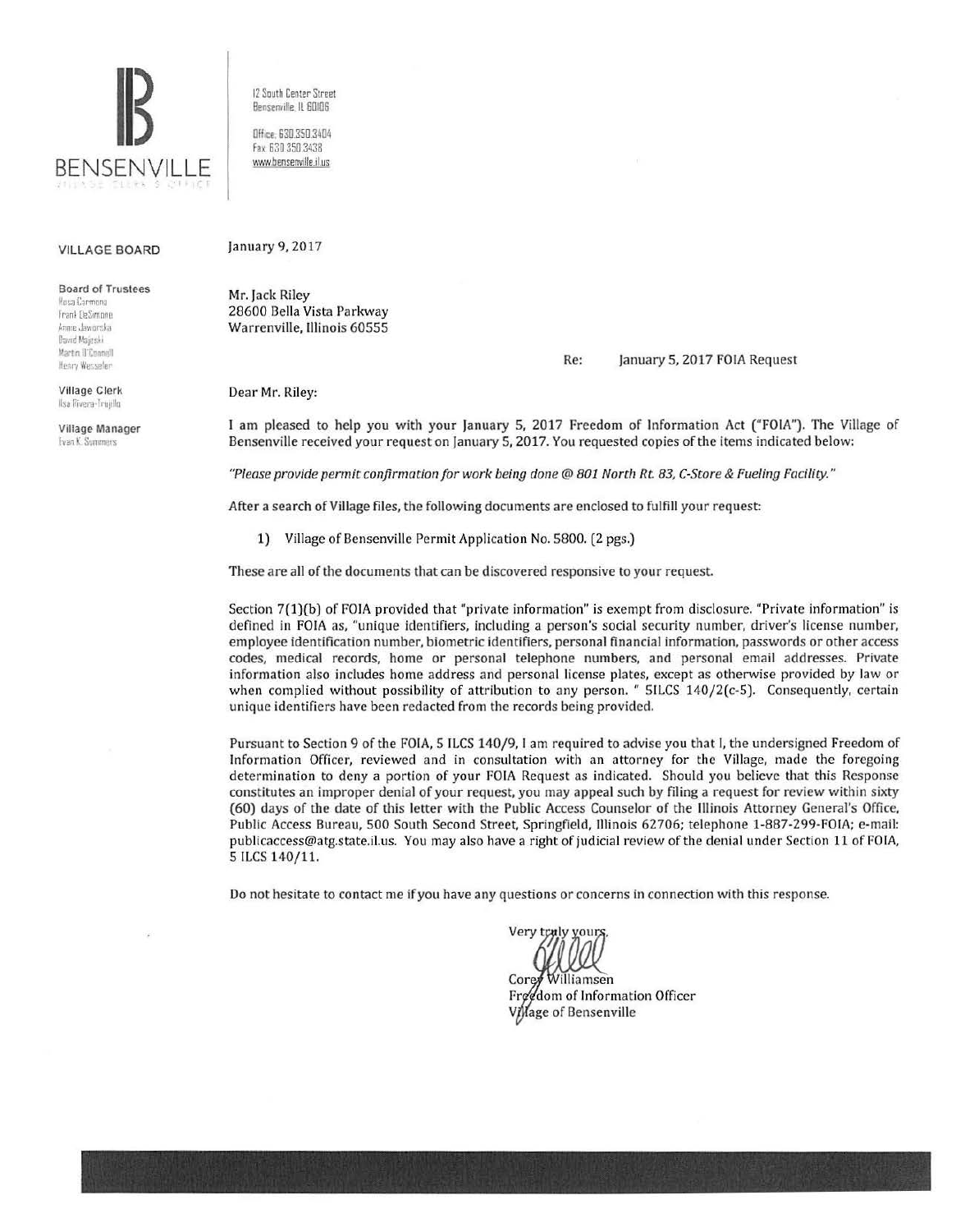**BENSENVILLE**

VILLAGE CLERK'S OFFICE

12 South Center Street
Bensenville, IL 60106

Office: 630.350.3404
Fax: 630.350.3438
www.bensenville.il.us

**VILLAGE BOARD**

**Board of Trustees**
Rosa Carmona
Frank DeSimone
Annie Jaworska
David Majeski
Martin O'Connell
Henry Wesseler

**Village Clerk**
Ilsa Rivera-Trujillo

**Village Manager**
Evan K. Summers

January 9, 2017

Mr. Jack Riley
28600 Bella Vista Parkway
Warrenville, Illinois 60555

Re: January 5, 2017 FOIA Request

Dear Mr. Riley:

I am pleased to help you with your January 5, 2017 Freedom of Information Act ("FOIA"). The Village of Bensenville received your request on January 5, 2017. You requested copies of the items indicated below:

*"Please provide permit confirmation for work being done @ 801 North Rt. 83, C-Store & Fueling Facility."*

After a search of Village files, the following documents are enclosed to fulfill your request:

1) Village of Bensenville Permit Application No. 5800. (2 pgs.)

These are all of the documents that can be discovered responsive to your request.

Section 7(1)(b) of FOIA provided that "private information" is exempt from disclosure. "Private information" is defined in FOIA as, "unique identifiers, including a person's social security number, driver's license number, employee identification number, biometric identifiers, personal financial information, passwords or other access codes, medical records, home or personal telephone numbers, and personal email addresses. Private information also includes home address and personal license plates, except as otherwise provided by law or when complied without possibility of attribution to any person. " 5ILCS 140/2(c-5). Consequently, certain unique identifiers have been redacted from the records being provided.

Pursuant to Section 9 of the FOIA, 5 ILCS 140/9, I am required to advise you that I, the undersigned Freedom of Information Officer, reviewed and in consultation with an attorney for the Village, made the foregoing determination to deny a portion of your FOIA Request as indicated. Should you believe that this Response constitutes an improper denial of your request, you may appeal such by filing a request for review within sixty (60) days of the date of this letter with the Public Access Counselor of the Illinois Attorney General's Office, Public Access Bureau, 500 South Second Street, Springfield, Illinois 62706; telephone 1-887-299-FOIA; e-mail: publicaccess@atg.state.il.us. You may also have a right of judicial review of the denial under Section 11 of FOIA, 5 ILCS 140/11.

Do not hesitate to contact me if you have any questions or concerns in connection with this response.

Very truly yours,

Corey Williamsen
Freedom of Information Officer
Village of Bensenville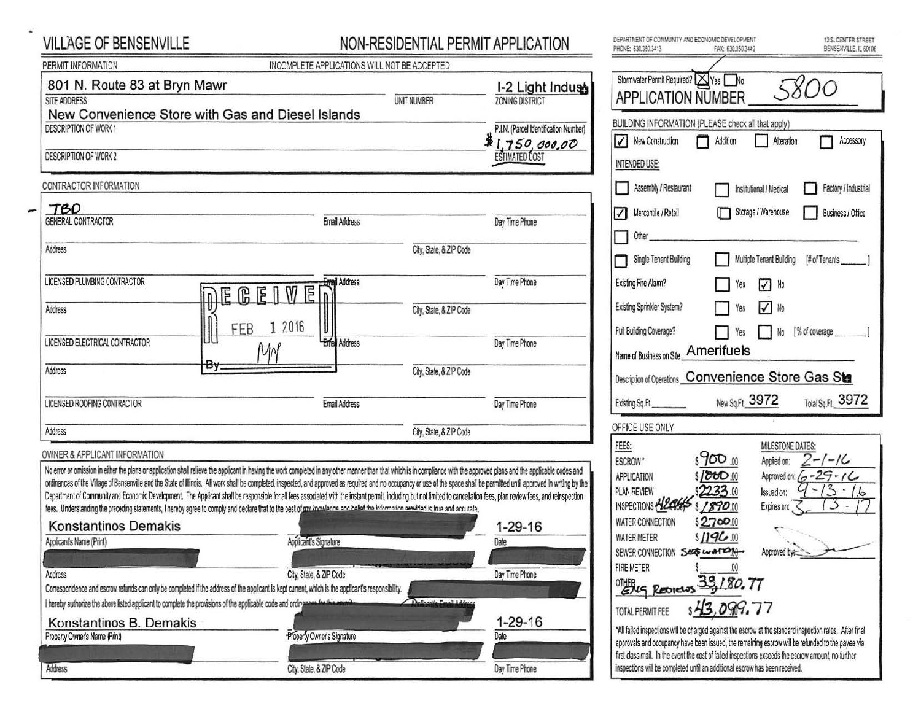# VILLAGE OF BENSENVILLE

## NON-RESIDENTIAL PERMIT APPLICATION

DEPARTMENT OF COMMUNITY AND ECONOMIC DEVELOPMENT
PHONE: 630.350.3413 FAX: 630.350.3449

12 S. CENTER STREET
BENSENVILLE, IL 60106

### PERMIT INFORMATION

INCOMPLETE APPLICATIONS WILL NOT BE ACCEPTED

| | | |
|---|---|---|
| 801 N. Route 83 at Bryn Mawr | | I-2 Light Indus |
| SITE ADDRESS | UNIT NUMBER | ZONING DISTRICT |
| New Convenience Store with Gas and Diesel Islands | | |
| DESCRIPTION OF WORK 1 | | P.I.N. (Parcel Identification Number) |
| | | $1,750,000.00 |
| DESCRIPTION OF WORK 2 | | ESTIMATED COST |

Stormwater Permit Required? [X] Yes [ ] No

APPLICATION NUMBER 5800

### BUILDING INFORMATION (PLEASE check all that apply)

[✓] New Construction [ ] Addition [ ] Alteration [ ] Accessory

INTENDED USE:

[ ] Assembly / Restaurant [ ] Institutional / Medical [ ] Factory / Industrial
[✓] Mercantile / Retail [ ] Storage / Warehouse [ ] Business / Office
[ ] Other ______

[ ] Single Tenant Building [ ] Multiple Tenant Building [# of Tenants ______]

Existing Fire Alarm? [ ] Yes [✓] No

Existing Sprinkler System? [ ] Yes [✓] No

Full Building Coverage? [ ] Yes [ ] No [% of coverage ______]

Name of Business on Site: Amerifuels

Description of Operations: Convenience Store Gas Sta

Existing Sq.Ft. ______ New Sq.Ft. 3972 Total Sq.Ft. 3972

### CONTRACTOR INFORMATION

| | | |
|---|---|---|
| TBD | | |
| GENERAL CONTRACTOR | Email Address | Day Time Phone |
| Address | City, State, & ZIP Code | |
| LICENSED PLUMBING CONTRACTOR | Email Address | Day Time Phone |
| Address | City, State, & ZIP Code | |
| LICENSED ELECTRICAL CONTRACTOR | Email Address | Day Time Phone |
| Address | City, State, & ZIP Code | |
| LICENSED ROOFING CONTRACTOR | Email Address | Day Time Phone |
| Address | City, State, & ZIP Code | |

RECEIVED
FEB 1 2016
By: MN

### OWNER & APPLICANT INFORMATION

No error or omission in either the plans or application shall relieve the applicant in having the work completed in any other manner than that which is in compliance with the approved plans and the applicable codes and ordinances of the Village of Bensenville and the State of Illinois. All work shall be completed, inspected, and approved as required and no occupancy or use of the space shall be permitted until approved in writing by the Department of Community and Economic Development. The Applicant shall be responsible for all fees associated with the instant permit, including but not limited to cancellation fees, plan review fees, and reinspection fees. Understanding the preceding statements, I hereby agree to comply and declare that to the best of my knowledge and belief the information provided is true and accurate.

| | | |
|---|---|---|
| Konstantinos Demakis | [redacted] | 1-29-16 |
| Applicant's Name (Print) | Applicant's Signature | Date |
| [redacted] | [redacted] | [redacted] |
| Address | City, State, & ZIP Code | Day Time Phone |

Correspondence and escrow refunds can only be completed if the address of the applicant is kept current, which is the applicant's responsibility.

I hereby authorize the above listed applicant to complete the provisions of the applicable code and ordinances for this permit.

| | | |
|---|---|---|
| Konstantinos B. Demakis | [redacted] | 1-29-16 |
| Property Owner's Name (Print) | Property Owner's Signature | Date |
| [redacted] | [redacted] | [redacted] |
| Address | City, State, & ZIP Code | Day Time Phone |

### OFFICE USE ONLY

| FEES: | |
|---|---|
| ESCROW* | $900.00 |
| APPLICATION | $1000.00 |
| PLAN REVIEW | $2233.00 |
| INSPECTIONS | $1890.00 |
| WATER CONNECTION | $2700.00 |
| WATER METER | $1196.00 |
| SEWER CONNECTION | See water |
| FIRE METER | $ .00 |
| OTHER Eng Reviews | 33,180.77 |
| TOTAL PERMIT FEE | $43,099.77 |

MILESTONE DATES:

Applied on: 2-1-16
Approved on: 6-29-16
Issued on: 9-13-16
Expires on: 3-13-17

Approved by: [signature]

*All failed inspections will be charged against the escrow at the standard inspection rates. After final approvals and occupancy have been issued, the remaining escrow will be refunded to the payee via first class mail. In the event the cost of failed inspections exceeds the escrow amount, no further inspections will be completed until an additional escrow has been received.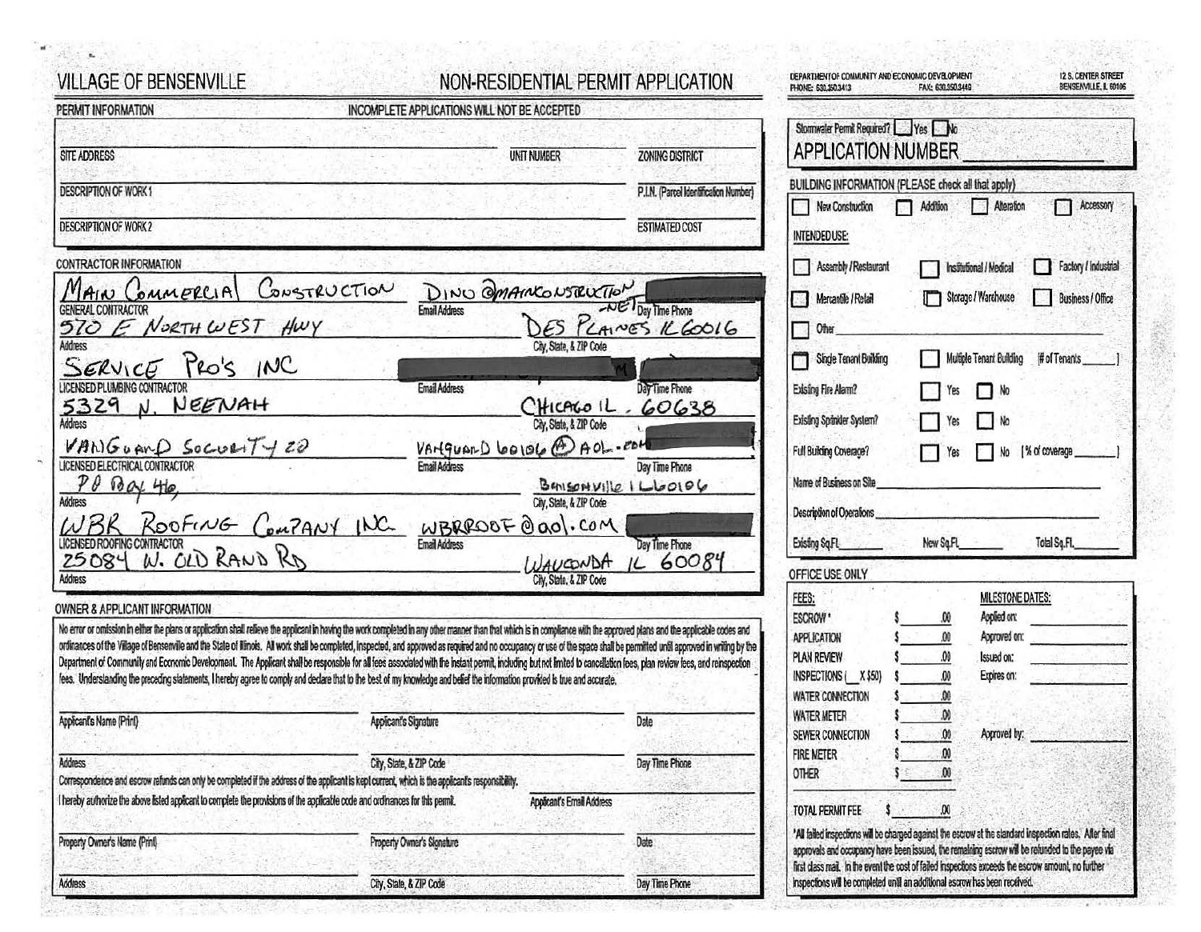# VILLAGE OF BENSENVILLE

## NON-RESIDENTIAL PERMIT APPLICATION

DEPARTMENT OF COMMUNITY AND ECONOMIC DEVELOPMENT
PHONE: 630.350.3413 FAX: 630.350.3449

12 S. CENTER STREET
BENSENVILLE, IL 60106

### PERMIT INFORMATION

INCOMPLETE APPLICATIONS WILL NOT BE ACCEPTED

| | | |
|---|---|---|
| SITE ADDRESS | UNIT NUMBER | ZONING DISTRICT |
| DESCRIPTION OF WORK 1 | | P.I.N. (Parcel Identification Number) |
| DESCRIPTION OF WORK 2 | | ESTIMATED COST |

Stormwater Permit Required? ☐ Yes ☐ No

**APPLICATION NUMBER** ____________

### CONTRACTOR INFORMATION

| | | |
|---|---|---|
| MAIN COMMERCIAL CONSTRUCTION | DINO@MAINCONSTRUCTION.NET | [redacted] |
| GENERAL CONTRACTOR | Email Address | Day Time Phone |
| 570 E NORTHWEST HWY | DES PLAINES IL 60016 | |
| Address | City, State, & ZIP Code | |
| SERVICE PRO'S INC | [redacted] | [redacted] |
| LICENSED PLUMBING CONTRACTOR | Email Address | Day Time Phone |
| 5329 N. NEENAH | CHICAGO IL. 60638 | |
| Address | City, State, & ZIP Code | |
| VANGUARD SECURITY CO | VANGUARD60106@AOL.COM | [redacted] |
| LICENSED ELECTRICAL CONTRACTOR | Email Address | Day Time Phone |
| PO BOX 46, | BENSENVILLE IL 60106 | |
| Address | City, State, & ZIP Code | |
| WBR ROOFING COMPANY INC | WBRROOF@aol.com | [redacted] |
| LICENSED ROOFING CONTRACTOR | Email Address | Day Time Phone |
| 25084 W. OLD RAND RD | WAUCONDA IL 60084 | |
| Address | City, State, & ZIP Code | |

### BUILDING INFORMATION (PLEASE check all that apply)

☐ New Construction ☐ Addition ☐ Alteration ☐ Accessory

INTENDED USE:

☐ Assembly / Restaurant ☐ Institutional / Medical ☐ Factory / Industrial

☐ Mercantile / Retail ☐ Storage / Warehouse ☐ Business / Office

☐ Other ____________

☐ Single Tenant Building ☐ Multiple Tenant Building [# of Tenants ____]

Existing Fire Alarm? ☐ Yes ☐ No

Existing Sprinkler System? ☐ Yes ☐ No

Full Building Coverage? ☐ Yes ☐ No [% of coverage ____]

Name of Business on Site ____________

Description of Operations ____________

Existing Sq.Ft. ______ New Sq.Ft. ______ Total Sq.Ft. ______

### OWNER & APPLICANT INFORMATION

No error or omission in either the plans or application shall relieve the applicant in having the work completed in any other manner than that which is in compliance with the approved plans and the applicable codes and ordinances of the Village of Bensenville and the State of Illinois. All work shall be completed, inspected, and approved as required and no occupancy or use of the space shall be permitted until approved in writing by the Department of Community and Economic Development. The Applicant shall be responsible for all fees associated with the instant permit, including but not limited to cancellation fees, plan review fees, and reinspection fees. Understanding the preceding statements, I hereby agree to comply and declare that to the best of my knowledge and belief the information provided is true and accurate.

| | | |
|---|---|---|
| Applicant's Name (Print) | Applicant's Signature | Date |
| Address | City, State, & ZIP Code | Day Time Phone |

Correspondence and escrow refunds can only be completed if the address of the applicant is kept current, which is the applicant's responsibility.

I hereby authorize the above listed applicant to complete the provisions of the applicable code and ordinances for this permit. Applicant's Email Address ____________

| | | |
|---|---|---|
| Property Owner's Name (Print) | Property Owner's Signature | Date |
| Address | City, State, & ZIP Code | Day Time Phone |

### OFFICE USE ONLY

| FEES: | | MILESTONE DATES: | |
|---|---|---|---|
| ESCROW* | $ .00 | Applied on: | |
| APPLICATION | $ .00 | Approved on: | |
| PLAN REVIEW | $ .00 | Issued on: | |
| INSPECTIONS (___ X $50) | $ .00 | Expires on: | |
| WATER CONNECTION | $ .00 | | |
| WATER METER | $ .00 | | |
| SEWER CONNECTION | $ .00 | Approved by: | |
| FIRE METER | $ .00 | | |
| OTHER | $ .00 | | |
| TOTAL PERMIT FEE | $ .00 | | |

*All failed inspections will be charged against the escrow at the standard inspection rates. After final approvals and occupancy have been issued, the remaining escrow will be refunded to the payee via first class mail. In the event the cost of failed inspections exceeds the escrow amount, no further inspections will be completed until an additional escrow has been received.